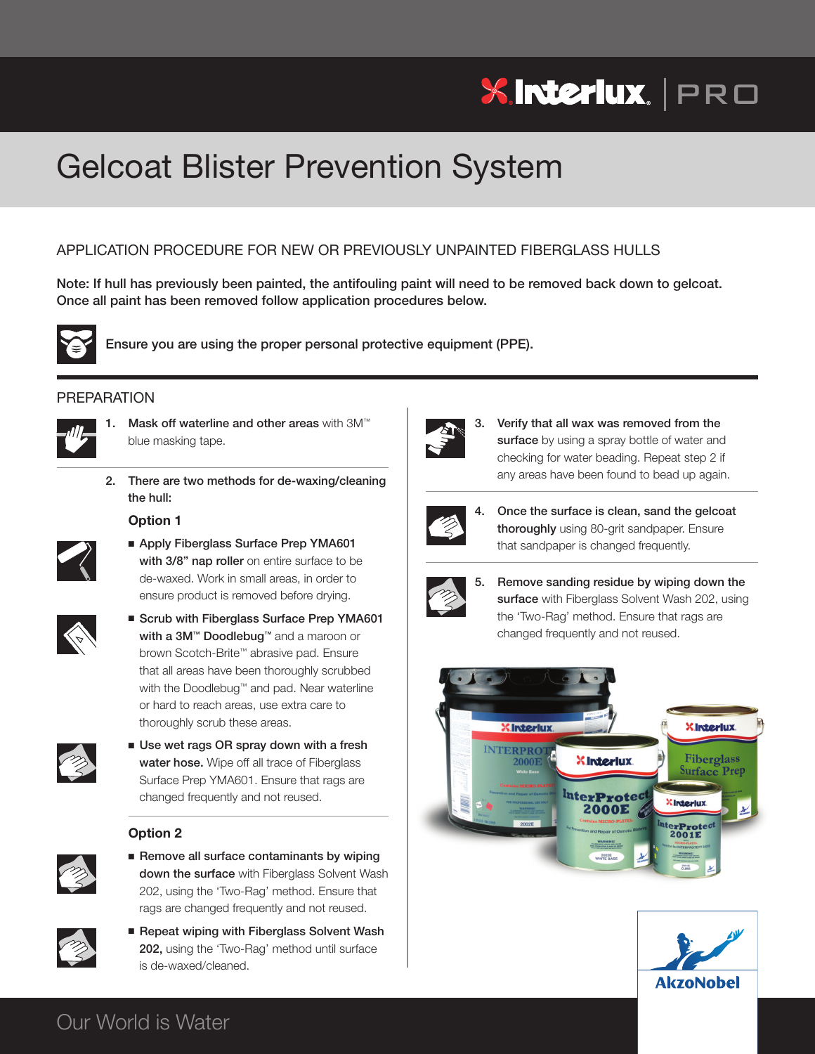# Gelcoat Blister Prevention System

## APPLICATION PROCEDURE FOR NEW OR PREVIOUSLY UNPAINTED FIBERGLASS HULLS

**Note: If hull has previously been painted, the antifouling paint will need to be removed back down to gelcoat. Once all paint has been removed follow application procedures below.**

**Ensure you are using the proper personal protective equipment (PPE).**

## PREPARATION

1. **Mask off waterline and other areas** with 3M™ blue masking tape.

2. **There are two methods for de-waxing/cleaning the hull:**

   **Option 1**

   - **Apply Fiberglass Surface Prep YMA601 with 3/8" nap roller** on entire surface to be de-waxed. Work in small areas, in order to ensure product is removed before drying.
   - **Scrub with Fiberglass Surface Prep YMA601 with a 3M™ Doodlebug™** and a maroon or brown Scotch-Brite™ abrasive pad. Ensure that all areas have been thoroughly scrubbed with the Doodlebug™ and pad. Near waterline or hard to reach areas, use extra care to thoroughly scrub these areas.
   - **Use wet rags OR spray down with a fresh water hose.** Wipe off all trace of Fiberglass Surface Prep YMA601. Ensure that rags are changed frequently and not reused.

   **Option 2**

   - **Remove all surface contaminants by wiping down the surface** with Fiberglass Solvent Wash 202, using the 'Two-Rag' method. Ensure that rags are changed frequently and not reused.
   - **Repeat wiping with Fiberglass Solvent Wash 202,** using the 'Two-Rag' method until surface is de-waxed/cleaned.

3. **Verify that all wax was removed from the surface** by using a spray bottle of water and checking for water beading. Repeat step 2 if any areas have been found to bead up again.

4. **Once the surface is clean, sand the gelcoat thoroughly** using 80-grit sandpaper. Ensure that sandpaper is changed frequently.

5. **Remove sanding residue by wiping down the surface** with Fiberglass Solvent Wash 202, using the 'Two-Rag' method. Ensure that rags are changed frequently and not reused.

Our World is Water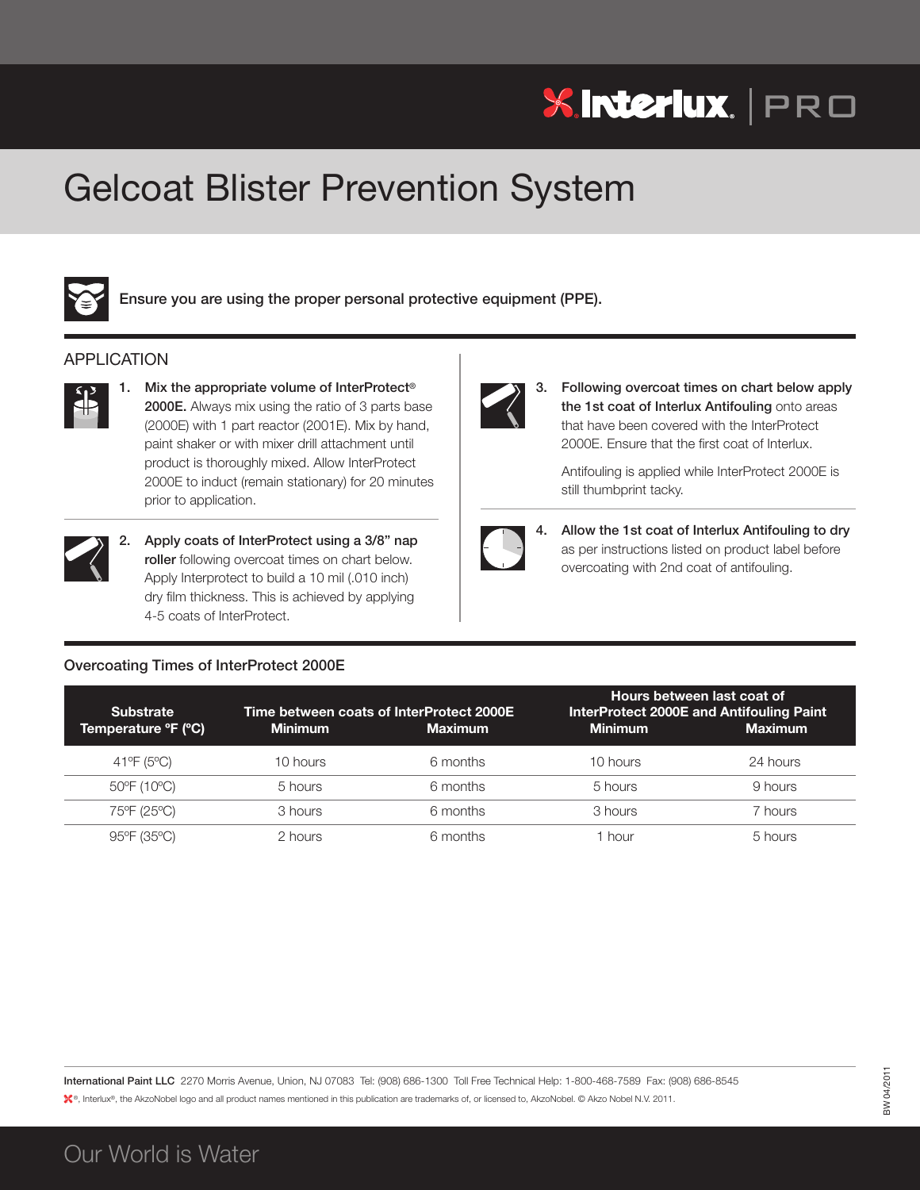Interlux | PRO

# Gelcoat Blister Prevention System

Ensure you are using the proper personal protective equipment (PPE).

## APPLICATION

1. **Mix the appropriate volume of InterProtect® 2000E.** Always mix using the ratio of 3 parts base (2000E) with 1 part reactor (2001E). Mix by hand, paint shaker or with mixer drill attachment until product is thoroughly mixed. Allow InterProtect 2000E to induct (remain stationary) for 20 minutes prior to application.

2. **Apply coats of InterProtect using a 3/8" nap roller** following overcoat times on chart below. Apply Interprotect to build a 10 mil (.010 inch) dry film thickness. This is achieved by applying 4-5 coats of InterProtect.

3. **Following overcoat times on chart below apply the 1st coat of Interlux Antifouling** onto areas that have been covered with the InterProtect 2000E. Ensure that the first coat of Interlux.

   Antifouling is applied while InterProtect 2000E is still thumbprint tacky.

4. **Allow the 1st coat of Interlux Antifouling to dry** as per instructions listed on product label before overcoating with 2nd coat of antifouling.

### Overcoating Times of InterProtect 2000E

| Substrate Temperature °F (°C) | Time between coats of InterProtect 2000E | | Hours between last coat of InterProtect 2000E and Antifouling Paint | |
|---|---|---|---|---|
| | Minimum | Maximum | Minimum | Maximum |
| 41ºF (5ºC) | 10 hours | 6 months | 10 hours | 24 hours |
| 50ºF (10ºC) | 5 hours | 6 months | 5 hours | 9 hours |
| 75ºF (25ºC) | 3 hours | 6 months | 3 hours | 7 hours |
| 95ºF (35ºC) | 2 hours | 6 months | 1 hour | 5 hours |

**International Paint LLC** 2270 Morris Avenue, Union, NJ 07083 Tel: (908) 686-1300 Toll Free Technical Help: 1-800-468-7589 Fax: (908) 686-8545

®, Interlux®, the AkzoNobel logo and all product names mentioned in this publication are trademarks of, or licensed to, AkzoNobel. © Akzo Nobel N.V. 2011.

BW 04/2011

Our World is Water